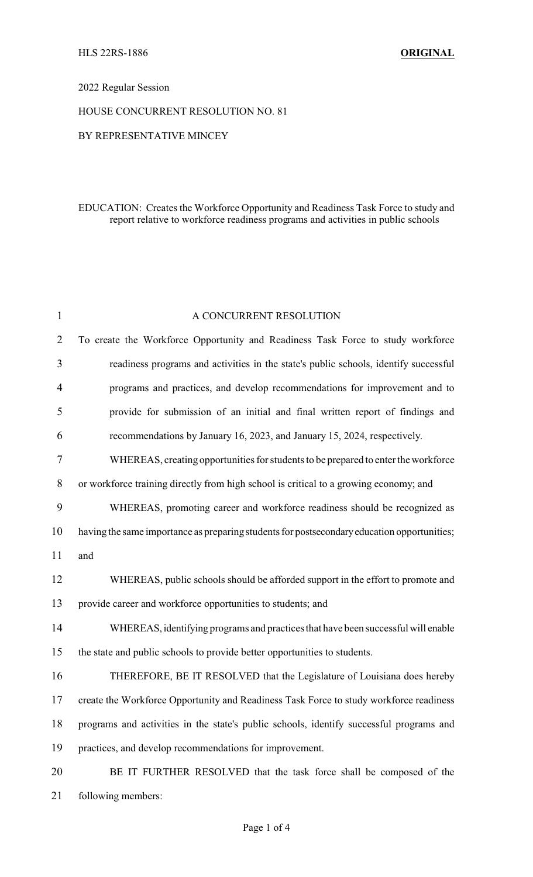HLS 22RS-1886 **ORIGINAL**

2022 Regular Session

HOUSE CONCURRENT RESOLUTION NO. 81

BY REPRESENTATIVE MINCEY

EDUCATION: Creates the Workforce Opportunity and Readiness Task Force to study and report relative to workforce readiness programs and activities in public schools

A CONCURRENT RESOLUTION

To create the Workforce Opportunity and Readiness Task Force to study workforce readiness programs and activities in the state's public schools, identify successful programs and practices, and develop recommendations for improvement and to provide for submission of an initial and final written report of findings and recommendations by January 16, 2023, and January 15, 2024, respectively.

WHEREAS, creating opportunities for students to be prepared to enter the workforce or workforce training directly from high school is critical to a growing economy; and

WHEREAS, promoting career and workforce readiness should be recognized as having the same importance as preparing students for postsecondary education opportunities; and

WHEREAS, public schools should be afforded support in the effort to promote and provide career and workforce opportunities to students; and

WHEREAS, identifying programs and practices that have been successful will enable the state and public schools to provide better opportunities to students.

THEREFORE, BE IT RESOLVED that the Legislature of Louisiana does hereby create the Workforce Opportunity and Readiness Task Force to study workforce readiness programs and activities in the state's public schools, identify successful programs and practices, and develop recommendations for improvement.

BE IT FURTHER RESOLVED that the task force shall be composed of the following members: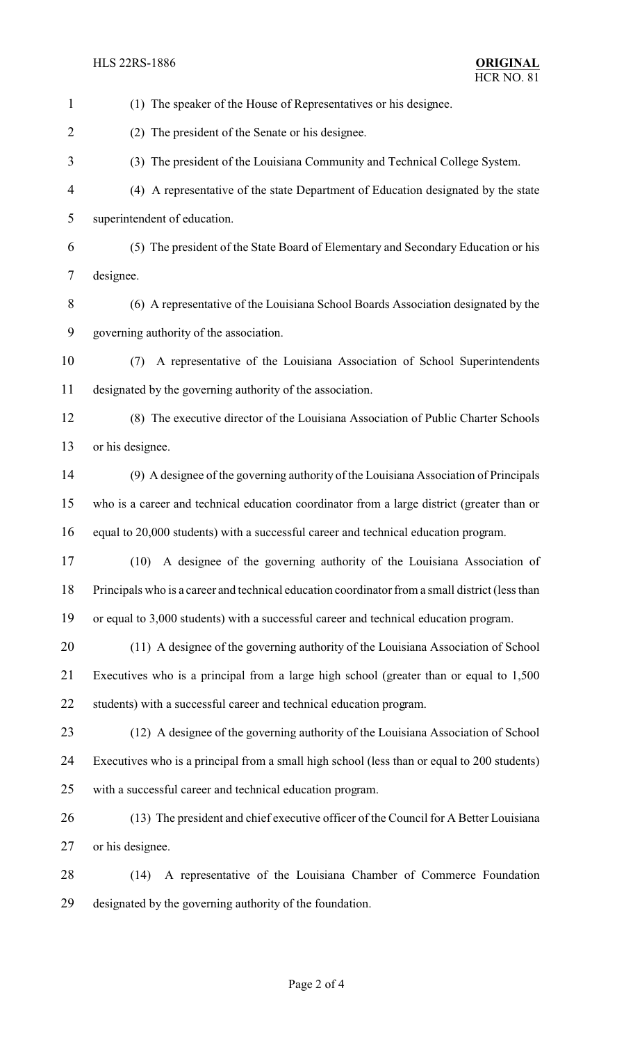(1) The speaker of the House of Representatives or his designee.

(2) The president of the Senate or his designee.

(3) The president of the Louisiana Community and Technical College System.

(4) A representative of the state Department of Education designated by the state superintendent of education.

(5) The president of the State Board of Elementary and Secondary Education or his designee.

(6) A representative of the Louisiana School Boards Association designated by the governing authority of the association.

(7) A representative of the Louisiana Association of School Superintendents designated by the governing authority of the association.

(8) The executive director of the Louisiana Association of Public Charter Schools or his designee.

(9) A designee of the governing authority of the Louisiana Association of Principals who is a career and technical education coordinator from a large district (greater than or equal to 20,000 students) with a successful career and technical education program.

(10) A designee of the governing authority of the Louisiana Association of Principals who is a career and technical education coordinator from a small district (less than or equal to 3,000 students) with a successful career and technical education program.

(11) A designee of the governing authority of the Louisiana Association of School Executives who is a principal from a large high school (greater than or equal to 1,500 students) with a successful career and technical education program.

(12) A designee of the governing authority of the Louisiana Association of School Executives who is a principal from a small high school (less than or equal to 200 students) with a successful career and technical education program.

(13) The president and chief executive officer of the Council for A Better Louisiana or his designee.

(14) A representative of the Louisiana Chamber of Commerce Foundation designated by the governing authority of the foundation.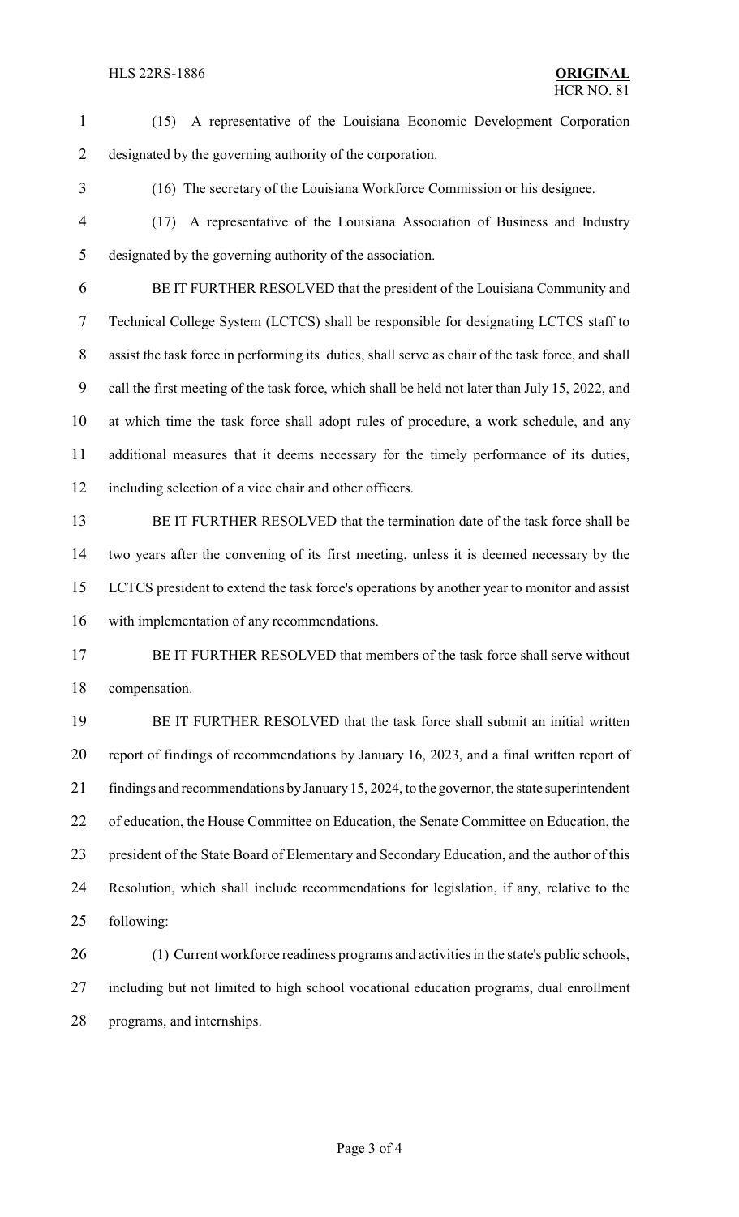(15) A representative of the Louisiana Economic Development Corporation designated by the governing authority of the corporation.

(16) The secretary of the Louisiana Workforce Commission or his designee.

(17) A representative of the Louisiana Association of Business and Industry designated by the governing authority of the association.

BE IT FURTHER RESOLVED that the president of the Louisiana Community and Technical College System (LCTCS) shall be responsible for designating LCTCS staff to assist the task force in performing its duties, shall serve as chair of the task force, and shall call the first meeting of the task force, which shall be held not later than July 15, 2022, and at which time the task force shall adopt rules of procedure, a work schedule, and any additional measures that it deems necessary for the timely performance of its duties, including selection of a vice chair and other officers.

BE IT FURTHER RESOLVED that the termination date of the task force shall be two years after the convening of its first meeting, unless it is deemed necessary by the LCTCS president to extend the task force's operations by another year to monitor and assist with implementation of any recommendations.

BE IT FURTHER RESOLVED that members of the task force shall serve without compensation.

BE IT FURTHER RESOLVED that the task force shall submit an initial written report of findings of recommendations by January 16, 2023, and a final written report of findings and recommendations by January 15, 2024, to the governor, the state superintendent of education, the House Committee on Education, the Senate Committee on Education, the president of the State Board of Elementary and Secondary Education, and the author of this Resolution, which shall include recommendations for legislation, if any, relative to the following:

(1) Current workforce readiness programs and activities in the state's public schools, including but not limited to high school vocational education programs, dual enrollment programs, and internships.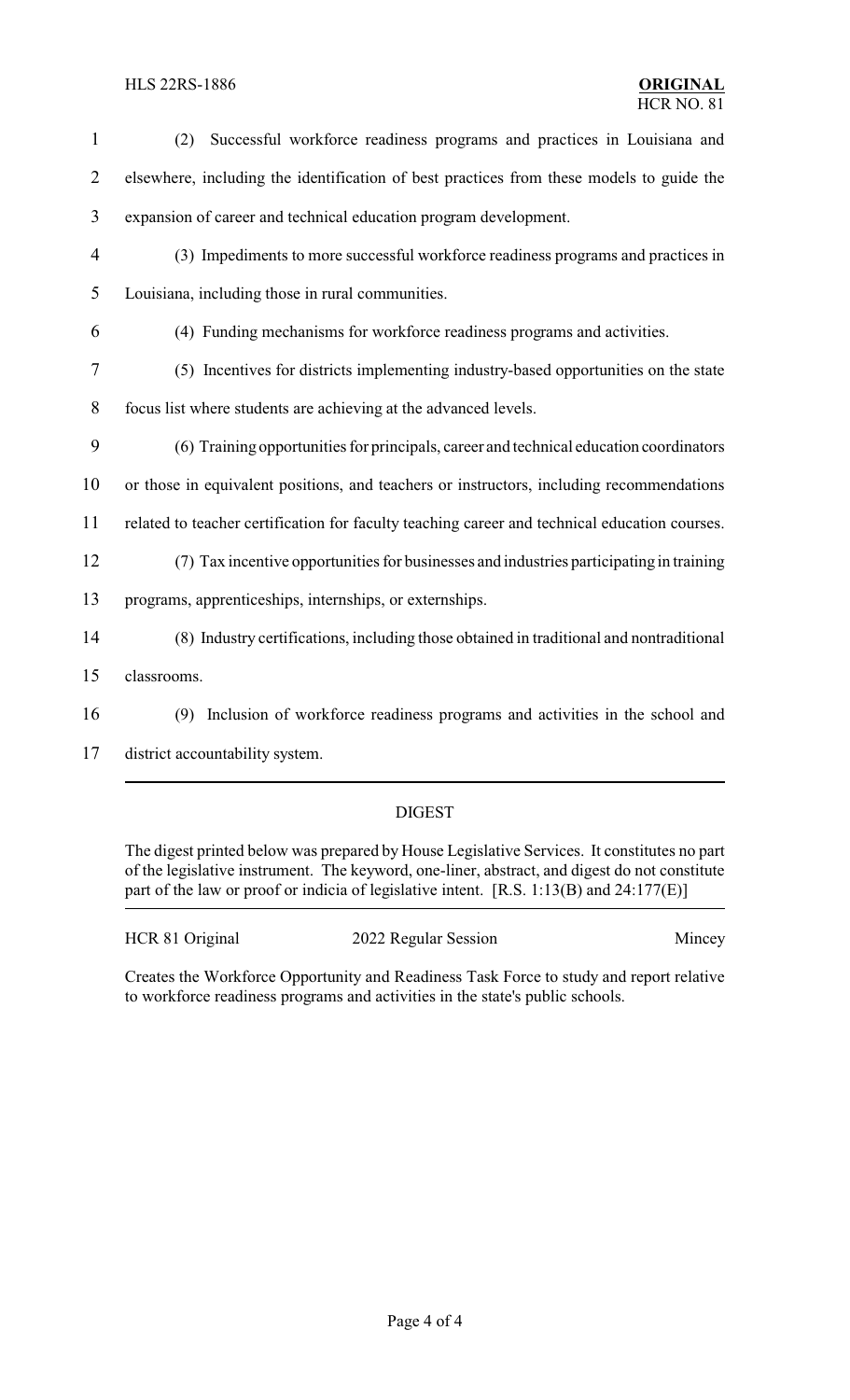(2) Successful workforce readiness programs and practices in Louisiana and elsewhere, including the identification of best practices from these models to guide the expansion of career and technical education program development.

(3) Impediments to more successful workforce readiness programs and practices in Louisiana, including those in rural communities.

(4) Funding mechanisms for workforce readiness programs and activities.

(5) Incentives for districts implementing industry-based opportunities on the state focus list where students are achieving at the advanced levels.

(6) Training opportunities for principals, career and technical education coordinators or those in equivalent positions, and teachers or instructors, including recommendations related to teacher certification for faculty teaching career and technical education courses.

(7) Tax incentive opportunities for businesses and industries participating in training programs, apprenticeships, internships, or externships.

(8) Industry certifications, including those obtained in traditional and nontraditional classrooms.

(9) Inclusion of workforce readiness programs and activities in the school and district accountability system.

## DIGEST

The digest printed below was prepared by House Legislative Services. It constitutes no part of the legislative instrument. The keyword, one-liner, abstract, and digest do not constitute part of the law or proof or indicia of legislative intent. [R.S. 1:13(B) and 24:177(E)]

HCR 81 Original — 2022 Regular Session — Mincey

Creates the Workforce Opportunity and Readiness Task Force to study and report relative to workforce readiness programs and activities in the state's public schools.